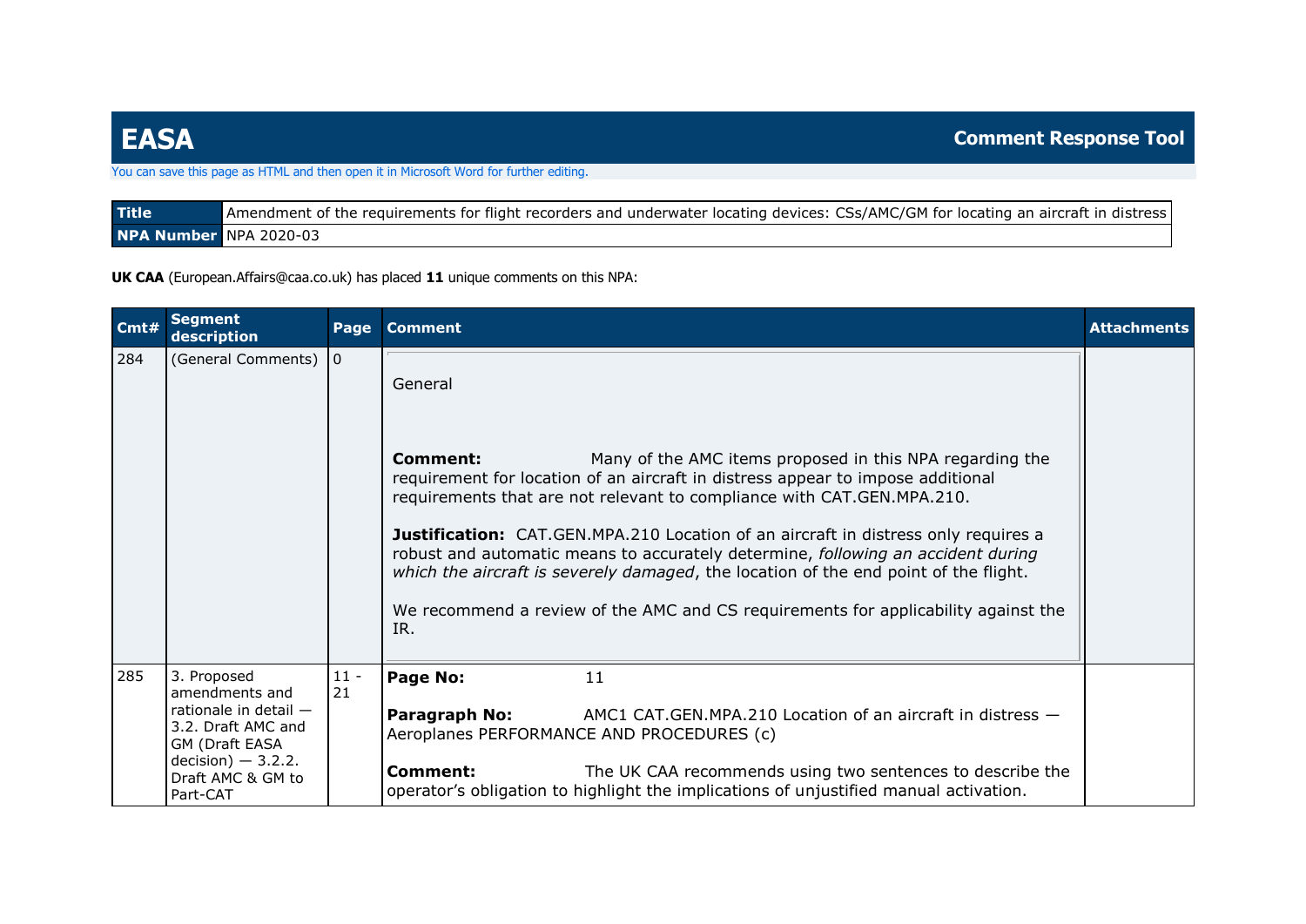# EASA

**Comment Response Tool**

You can save this page as HTML and then open it in Microsoft Word for further editing.

| **Title** | Amendment of the requirements for flight recorders and underwater locating devices: CSs/AMC/GM for locating an aircraft in distress |
|---|---|
| **NPA Number** | NPA 2020-03 |

**UK CAA** (European.Affairs@caa.co.uk) has placed **11** unique comments on this NPA:

| Cmt# | Segment description | Page | Comment | Attachments |
|---|---|---|---|---|
| 284 | (General Comments) | 0 | General<br><br>**Comment:** Many of the AMC items proposed in this NPA regarding the requirement for location of an aircraft in distress appear to impose additional requirements that are not relevant to compliance with CAT.GEN.MPA.210.<br><br>**Justification:** CAT.GEN.MPA.210 Location of an aircraft in distress only requires a robust and automatic means to accurately determine, *following an accident during which the aircraft is severely damaged*, the location of the end point of the flight.<br><br>We recommend a review of the AMC and CS requirements for applicability against the IR. | |
| 285 | 3. Proposed amendments and rationale in detail — 3.2. Draft AMC and GM (Draft EASA decision) — 3.2.2. Draft AMC & GM to Part-CAT | 11 - 21 | **Page No:** 11<br><br>**Paragraph No:** AMC1 CAT.GEN.MPA.210 Location of an aircraft in distress — Aeroplanes PERFORMANCE AND PROCEDURES (c)<br><br>**Comment:** The UK CAA recommends using two sentences to describe the operator's obligation to highlight the implications of unjustified manual activation. | |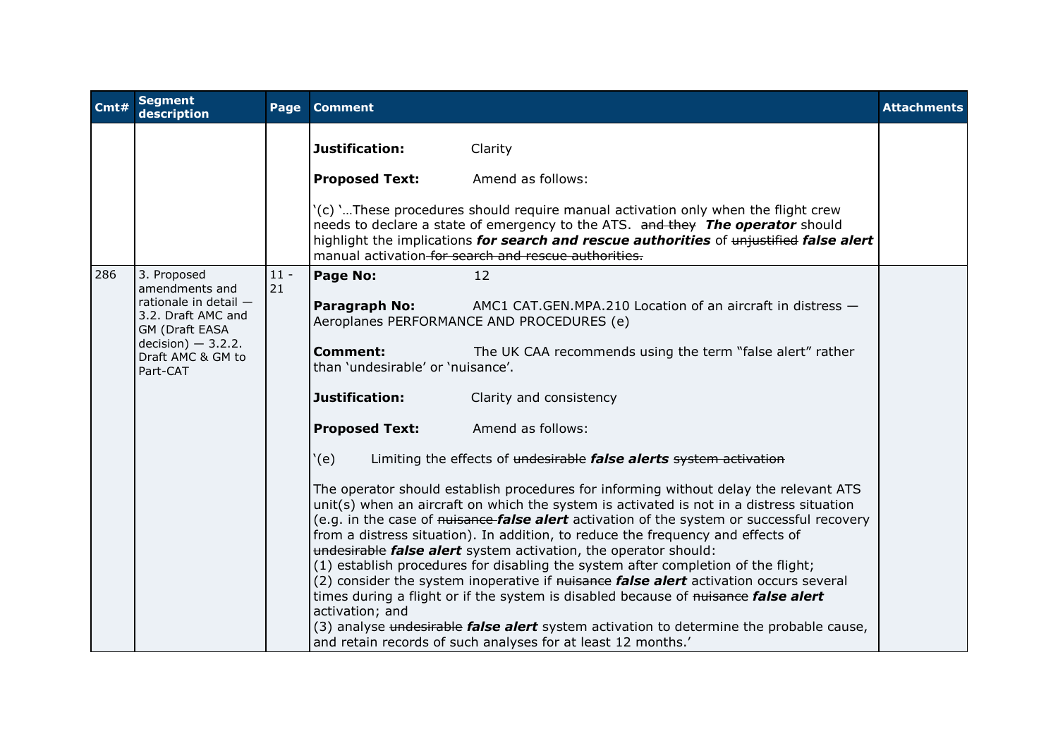| Cmt# | Segment description | Page | Comment | Attachments |
|---|---|---|---|---|
| | | | **Justification:** Clarity<br><br>**Proposed Text:** Amend as follows:<br><br>'(c) '…These procedures should require manual activation only when the flight crew needs to declare a state of emergency to the ATS. ~~and they~~ ***The operator*** should highlight the implications ***for search and rescue authorities*** of ~~unjustified~~ ***false alert*** manual activation ~~for search and rescue authorities.~~ | |
| 286 | 3. Proposed amendments and rationale in detail — 3.2. Draft AMC and GM (Draft EASA decision) — 3.2.2. Draft AMC & GM to Part-CAT | 11 - 21 | **Page No:** 12<br><br>**Paragraph No:** AMC1 CAT.GEN.MPA.210 Location of an aircraft in distress — Aeroplanes PERFORMANCE AND PROCEDURES (e)<br><br>**Comment:** The UK CAA recommends using the term "false alert" rather than 'undesirable' or 'nuisance'.<br><br>**Justification:** Clarity and consistency<br><br>**Proposed Text:** Amend as follows:<br><br>'(e) Limiting the effects of ~~undesirable~~ ***false alerts*** ~~system activation~~<br><br>The operator should establish procedures for informing without delay the relevant ATS unit(s) when an aircraft on which the system is activated is not in a distress situation (e.g. in the case of ~~nuisance~~ ***false alert*** activation of the system or successful recovery from a distress situation). In addition, to reduce the frequency and effects of ~~undesirable~~ ***false alert*** system activation, the operator should:<br>(1) establish procedures for disabling the system after completion of the flight;<br>(2) consider the system inoperative if ~~nuisance~~ ***false alert*** activation occurs several times during a flight or if the system is disabled because of ~~nuisance~~ ***false alert*** activation; and<br>(3) analyse ~~undesirable~~ ***false alert*** system activation to determine the probable cause, and retain records of such analyses for at least 12 months.' | |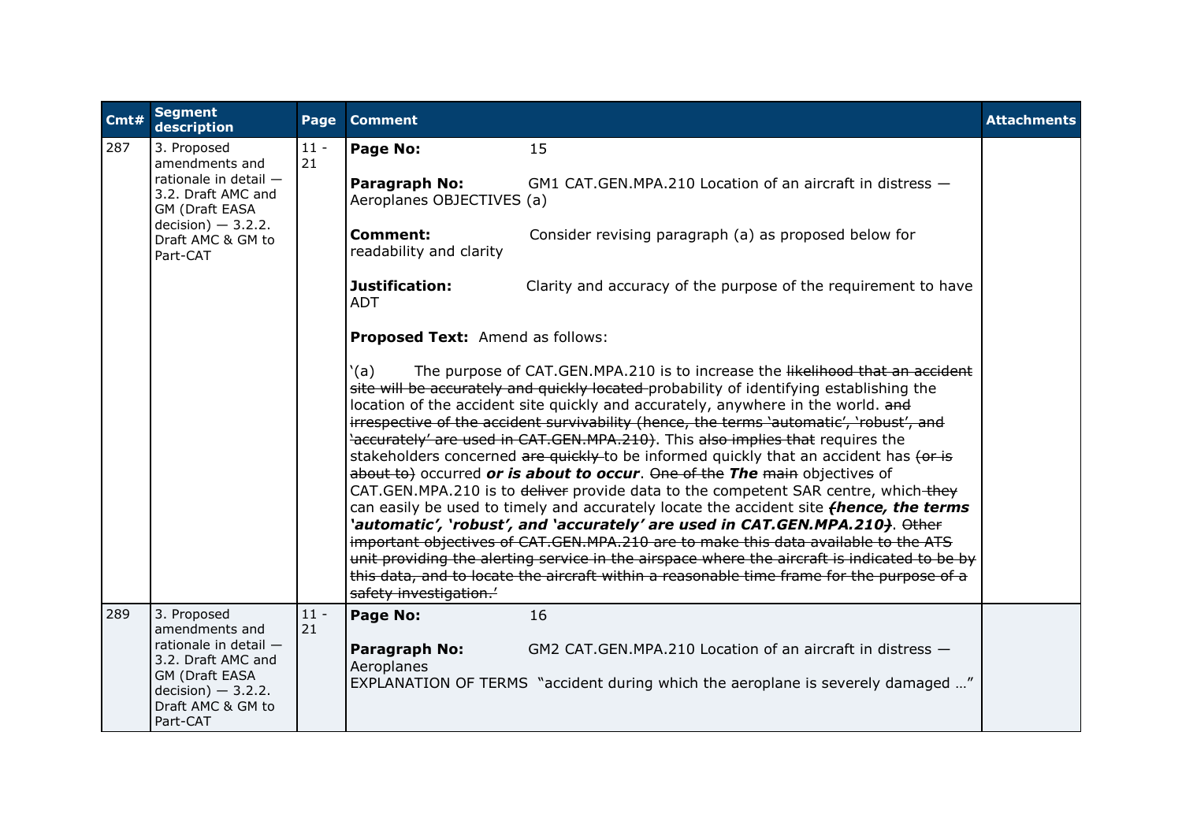| Cmt# | Segment description | Page | Comment | Attachments |
|---|---|---|---|---|
| 287 | 3. Proposed amendments and rationale in detail — 3.2. Draft AMC and GM (Draft EASA decision) — 3.2.2. Draft AMC & GM to Part-CAT | 11 - 21 | **Page No:** 15<br><br>**Paragraph No:** GM1 CAT.GEN.MPA.210 Location of an aircraft in distress — Aeroplanes OBJECTIVES (a)<br><br>**Comment:** Consider revising paragraph (a) as proposed below for readability and clarity<br><br>**Justification:** Clarity and accuracy of the purpose of the requirement to have ADT<br><br>**Proposed Text:** Amend as follows:<br><br>'(a) The purpose of CAT.GEN.MPA.210 is to increase the ~~likelihood that an accident site will be accurately and quickly located~~ probability of identifying establishing the location of the accident site quickly and accurately, anywhere in the world. ~~and irrespective of the accident survivability (hence, the terms 'automatic', 'robust', and 'accurately' are used in CAT.GEN.MPA.210)~~. This ~~also implies that~~ requires the stakeholders concerned ~~are quickly~~ to be informed quickly that an accident has ~~(or is about to)~~ occurred ***or is about to occur***. ~~One of the~~ ***The*** ~~main~~ objectives of CAT.GEN.MPA.210 is to ~~deliver~~ provide data to the competent SAR centre, which ~~they~~ can easily be used to timely and accurately locate the accident site ***~~(~~hence, the terms 'automatic', 'robust', and 'accurately' are used in CAT.GEN.MPA.210~~)~~***. ~~Other important objectives of CAT.GEN.MPA.210 are to make this data available to the ATS unit providing the alerting service in the airspace where the aircraft is indicated to be by this data, and to locate the aircraft within a reasonable time frame for the purpose of a safety investigation.'~~ | |
| 289 | 3. Proposed amendments and rationale in detail — 3.2. Draft AMC and GM (Draft EASA decision) — 3.2.2. Draft AMC & GM to Part-CAT | 11 - 21 | **Page No:** 16<br><br>**Paragraph No:** GM2 CAT.GEN.MPA.210 Location of an aircraft in distress — Aeroplanes<br>EXPLANATION OF TERMS "accident during which the aeroplane is severely damaged …" | |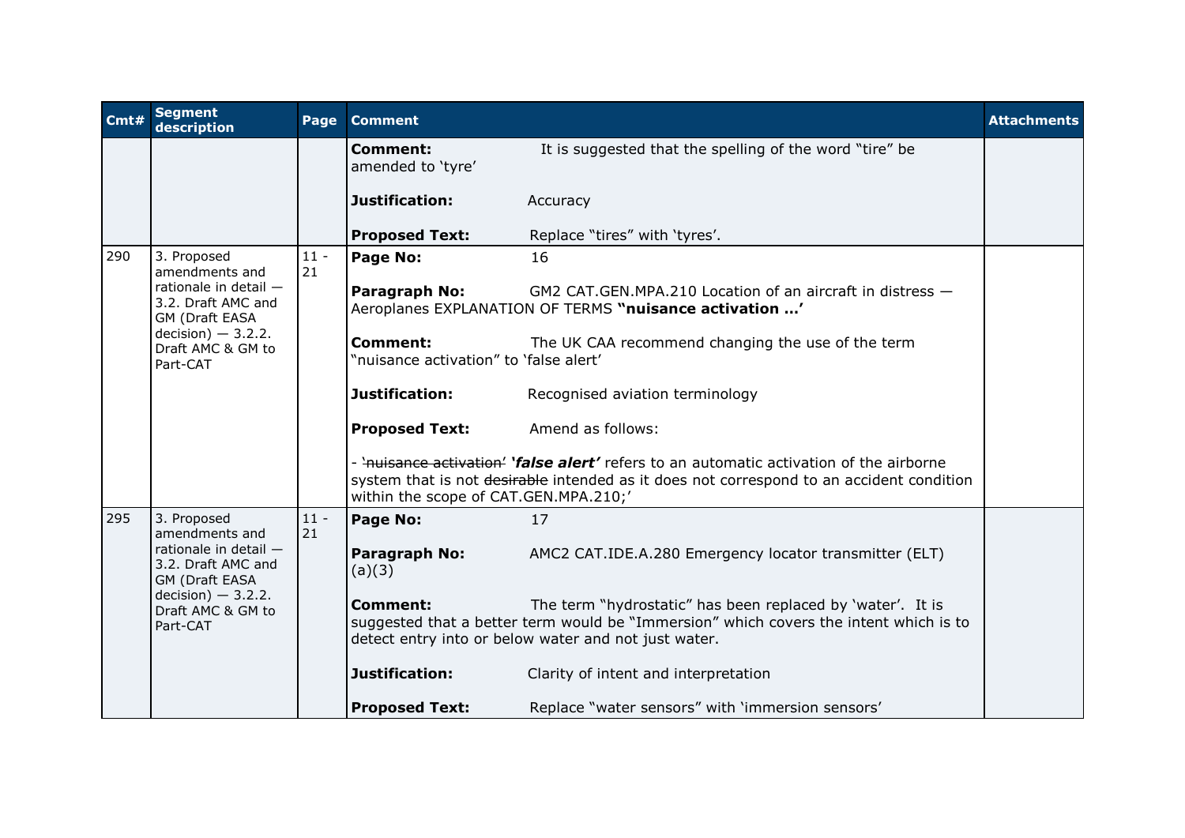| Cmt# | Segment description | Page | Comment | Attachments |
|---|---|---|---|---|
| | | | **Comment:** It is suggested that the spelling of the word "tire" be amended to 'tyre'<br><br>**Justification:** Accuracy<br><br>**Proposed Text:** Replace "tires" with 'tyres'. | |
| 290 | 3. Proposed amendments and rationale in detail — 3.2. Draft AMC and GM (Draft EASA decision) — 3.2.2. Draft AMC & GM to Part-CAT | 11 - 21 | **Page No:** 16<br><br>**Paragraph No:** GM2 CAT.GEN.MPA.210 Location of an aircraft in distress — Aeroplanes EXPLANATION OF TERMS **"nuisance activation …'**<br><br>**Comment:** The UK CAA recommend changing the use of the term "nuisance activation" to 'false alert'<br><br>**Justification:** Recognised aviation terminology<br><br>**Proposed Text:** Amend as follows:<br><br>- ~~'nuisance activation'~~ ***'false alert'*** refers to an automatic activation of the airborne system that is not ~~desirable~~ intended as it does not correspond to an accident condition within the scope of CAT.GEN.MPA.210;' | |
| 295 | 3. Proposed amendments and rationale in detail — 3.2. Draft AMC and GM (Draft EASA decision) — 3.2.2. Draft AMC & GM to Part-CAT | 11 - 21 | **Page No:** 17<br><br>**Paragraph No:** AMC2 CAT.IDE.A.280 Emergency locator transmitter (ELT) (a)(3)<br><br>**Comment:** The term "hydrostatic" has been replaced by 'water'. It is suggested that a better term would be "Immersion" which covers the intent which is to detect entry into or below water and not just water.<br><br>**Justification:** Clarity of intent and interpretation<br><br>**Proposed Text:** Replace "water sensors" with 'immersion sensors' | |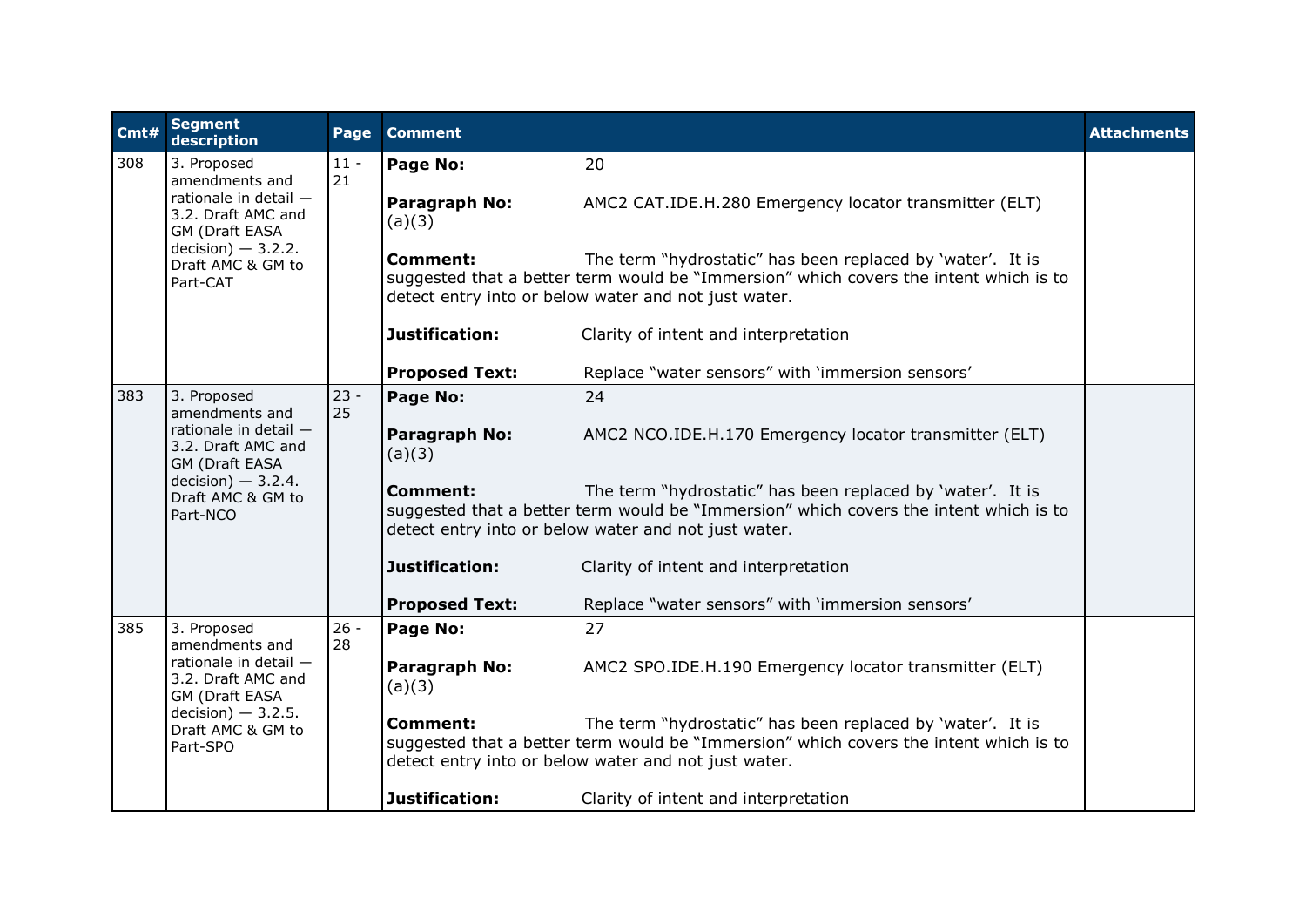| Cmt# | Segment description | Page | Comment | Attachments |
|---|---|---|---|---|
| 308 | 3. Proposed amendments and rationale in detail — 3.2. Draft AMC and GM (Draft EASA decision) — 3.2.2. Draft AMC & GM to Part-CAT | 11 - 21 | **Page No:** 20<br><br>**Paragraph No:** AMC2 CAT.IDE.H.280 Emergency locator transmitter (ELT) (a)(3)<br><br>**Comment:** The term "hydrostatic" has been replaced by 'water'. It is suggested that a better term would be "Immersion" which covers the intent which is to detect entry into or below water and not just water.<br><br>**Justification:** Clarity of intent and interpretation<br><br>**Proposed Text:** Replace "water sensors" with 'immersion sensors' | |
| 383 | 3. Proposed amendments and rationale in detail — 3.2. Draft AMC and GM (Draft EASA decision) — 3.2.4. Draft AMC & GM to Part-NCO | 23 - 25 | **Page No:** 24<br><br>**Paragraph No:** AMC2 NCO.IDE.H.170 Emergency locator transmitter (ELT) (a)(3)<br><br>**Comment:** The term "hydrostatic" has been replaced by 'water'. It is suggested that a better term would be "Immersion" which covers the intent which is to detect entry into or below water and not just water.<br><br>**Justification:** Clarity of intent and interpretation<br><br>**Proposed Text:** Replace "water sensors" with 'immersion sensors' | |
| 385 | 3. Proposed amendments and rationale in detail — 3.2. Draft AMC and GM (Draft EASA decision) — 3.2.5. Draft AMC & GM to Part-SPO | 26 - 28 | **Page No:** 27<br><br>**Paragraph No:** AMC2 SPO.IDE.H.190 Emergency locator transmitter (ELT) (a)(3)<br><br>**Comment:** The term "hydrostatic" has been replaced by 'water'. It is suggested that a better term would be "Immersion" which covers the intent which is to detect entry into or below water and not just water.<br><br>**Justification:** Clarity of intent and interpretation | |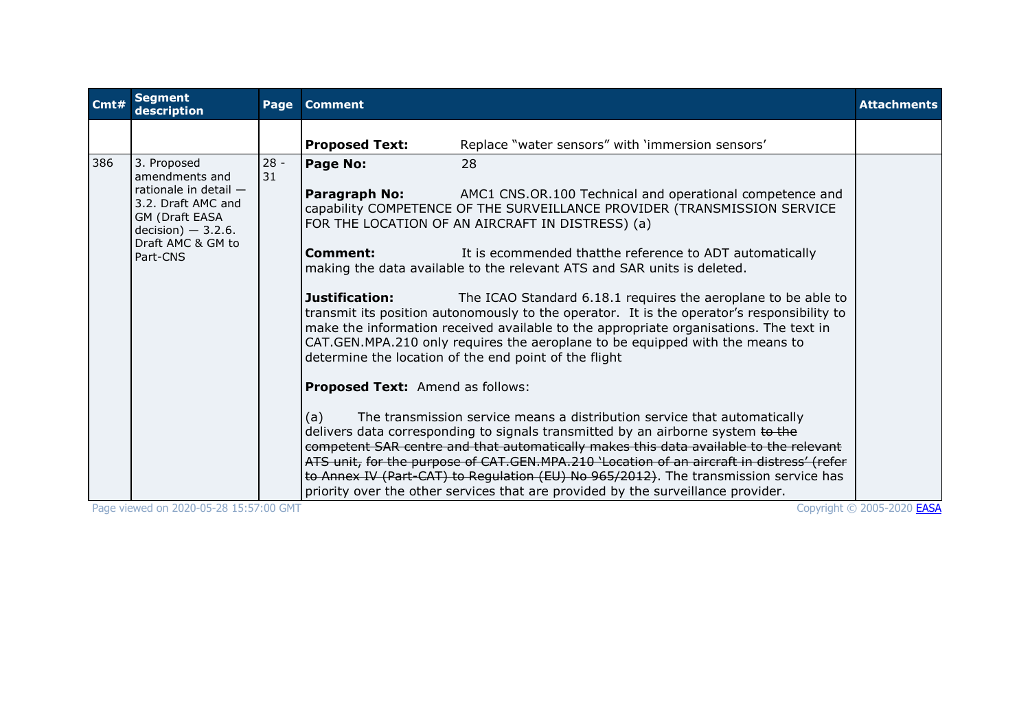| Cmt# | Segment description | Page | Comment | Attachments |
|---|---|---|---|---|
| | | | **Proposed Text:** Replace "water sensors" with 'immersion sensors' | |
| 386 | 3. Proposed amendments and rationale in detail — 3.2. Draft AMC and GM (Draft EASA decision) — 3.2.6. Draft AMC & GM to Part-CNS | 28 - 31 | **Page No:** 28<br><br>**Paragraph No:** AMC1 CNS.OR.100 Technical and operational competence and capability COMPETENCE OF THE SURVEILLANCE PROVIDER (TRANSMISSION SERVICE FOR THE LOCATION OF AN AIRCRAFT IN DISTRESS) (a)<br><br>**Comment:** It is ecommended thatthe reference to ADT automatically making the data available to the relevant ATS and SAR units is deleted.<br><br>**Justification:** The ICAO Standard 6.18.1 requires the aeroplane to be able to transmit its position autonomously to the operator. It is the operator's responsibility to make the information received available to the appropriate organisations. The text in CAT.GEN.MPA.210 only requires the aeroplane to be equipped with the means to determine the location of the end point of the flight<br><br>**Proposed Text:** Amend as follows:<br><br>(a) The transmission service means a distribution service that automatically delivers data corresponding to signals transmitted by an airborne system ~~to the competent SAR centre and that automatically makes this data available to the relevant ATS unit, for the purpose of CAT.GEN.MPA.210 'Location of an aircraft in distress' (refer to Annex IV (Part-CAT) to Regulation (EU) No 965/2012)~~. The transmission service has priority over the other services that are provided by the surveillance provider. | |